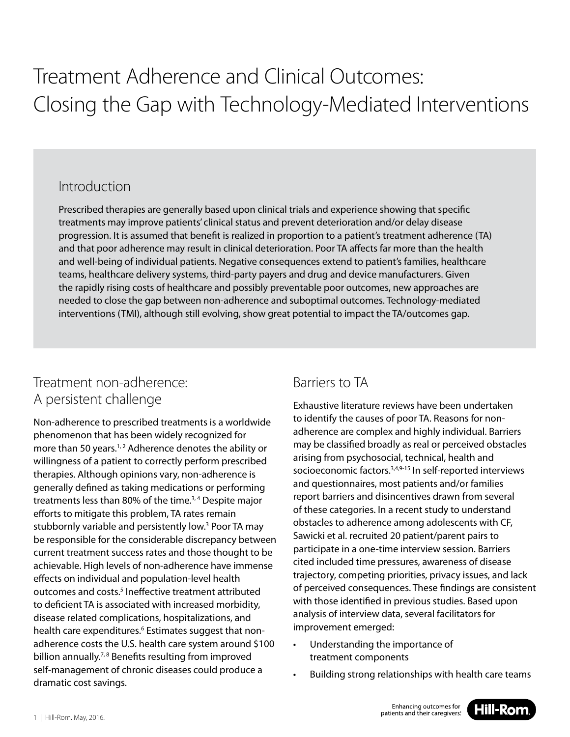# Treatment Adherence and Clinical Outcomes: Closing the Gap with Technology-Mediated Interventions

## Introduction

Prescribed therapies are generally based upon clinical trials and experience showing that specific treatments may improve patients' clinical status and prevent deterioration and/or delay disease progression. It is assumed that benefit is realized in proportion to a patient's treatment adherence (TA) and that poor adherence may result in clinical deterioration. Poor TA affects far more than the health and well-being of individual patients. Negative consequences extend to patient's families, healthcare teams, healthcare delivery systems, third-party payers and drug and device manufacturers. Given the rapidly rising costs of healthcare and possibly preventable poor outcomes, new approaches are needed to close the gap between non-adherence and suboptimal outcomes. Technology-mediated interventions (TMI), although still evolving, show great potential to impact the TA/outcomes gap.

## Treatment non-adherence: A persistent challenge

Non-adherence to prescribed treatments is a worldwide phenomenon that has been widely recognized for more than 50 years.[1, 2] Adherence denotes the ability or willingness of a patient to correctly perform prescribed therapies. Although opinions vary, non-adherence is generally defined as taking medications or performing treatments less than 80% of the time.[3, 4] Despite major efforts to mitigate this problem, TA rates remain stubbornly variable and persistently low.[3] Poor TA may be responsible for the considerable discrepancy between current treatment success rates and those thought to be achievable. High levels of non-adherence have immense effects on individual and population-level health outcomes and costs.[5] Ineffective treatment attributed to deficient TA is associated with increased morbidity, disease related complications, hospitalizations, and health care expenditures.[6] Estimates suggest that non-adherence costs the U.S. health care system around $100 billion annually.[7, 8] Benefits resulting from improved self-management of chronic diseases could produce a dramatic cost savings.

## Barriers to TA

Exhaustive literature reviews have been undertaken to identify the causes of poor TA. Reasons for non-adherence are complex and highly individual. Barriers may be classified broadly as real or perceived obstacles arising from psychosocial, technical, health and socioeconomic factors.[3,4,9-15] In self-reported interviews and questionnaires, most patients and/or families report barriers and disincentives drawn from several of these categories. In a recent study to understand obstacles to adherence among adolescents with CF, Sawicki et al. recruited 20 patient/parent pairs to participate in a one-time interview session. Barriers cited included time pressures, awareness of disease trajectory, competing priorities, privacy issues, and lack of perceived consequences. These findings are consistent with those identified in previous studies. Based upon analysis of interview data, several facilitators for improvement emerged:

- Understanding the importance of treatment components
- Building strong relationships with health care teams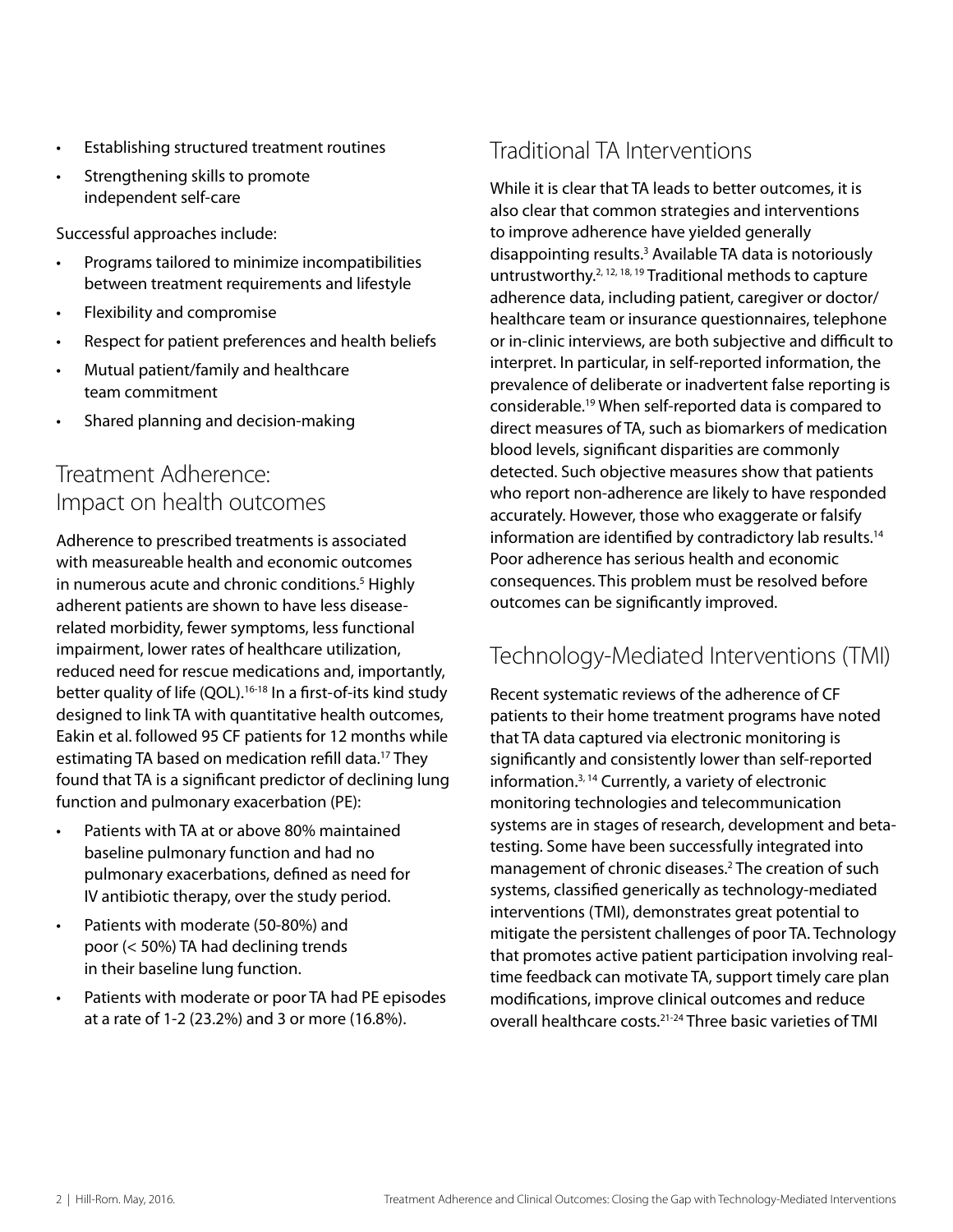- Establishing structured treatment routines
- Strengthening skills to promote independent self-care

Successful approaches include:

- Programs tailored to minimize incompatibilities between treatment requirements and lifestyle
- Flexibility and compromise
- Respect for patient preferences and health beliefs
- Mutual patient/family and healthcare team commitment
- Shared planning and decision-making

## Treatment Adherence: Impact on health outcomes

Adherence to prescribed treatments is associated with measureable health and economic outcomes in numerous acute and chronic conditions.[5] Highly adherent patients are shown to have less disease-related morbidity, fewer symptoms, less functional impairment, lower rates of healthcare utilization, reduced need for rescue medications and, importantly, better quality of life (QOL).[16-18] In a first-of-its kind study designed to link TA with quantitative health outcomes, Eakin et al. followed 95 CF patients for 12 months while estimating TA based on medication refill data.[17] They found that TA is a significant predictor of declining lung function and pulmonary exacerbation (PE):

- Patients with TA at or above 80% maintained baseline pulmonary function and had no pulmonary exacerbations, defined as need for IV antibiotic therapy, over the study period.
- Patients with moderate (50-80%) and poor (< 50%) TA had declining trends in their baseline lung function.
- Patients with moderate or poor TA had PE episodes at a rate of 1-2 (23.2%) and 3 or more (16.8%).

## Traditional TA Interventions

While it is clear that TA leads to better outcomes, it is also clear that common strategies and interventions to improve adherence have yielded generally disappointing results.[3] Available TA data is notoriously untrustworthy.[2, 12, 18, 19] Traditional methods to capture adherence data, including patient, caregiver or doctor/healthcare team or insurance questionnaires, telephone or in-clinic interviews, are both subjective and difficult to interpret. In particular, in self-reported information, the prevalence of deliberate or inadvertent false reporting is considerable.[19] When self-reported data is compared to direct measures of TA, such as biomarkers of medication blood levels, significant disparities are commonly detected. Such objective measures show that patients who report non-adherence are likely to have responded accurately. However, those who exaggerate or falsify information are identified by contradictory lab results.[14] Poor adherence has serious health and economic consequences. This problem must be resolved before outcomes can be significantly improved.

## Technology-Mediated Interventions (TMI)

Recent systematic reviews of the adherence of CF patients to their home treatment programs have noted that TA data captured via electronic monitoring is significantly and consistently lower than self-reported information.[3, 14] Currently, a variety of electronic monitoring technologies and telecommunication systems are in stages of research, development and beta-testing. Some have been successfully integrated into management of chronic diseases.[2] The creation of such systems, classified generically as technology-mediated interventions (TMI), demonstrates great potential to mitigate the persistent challenges of poor TA. Technology that promotes active patient participation involving real-time feedback can motivate TA, support timely care plan modifications, improve clinical outcomes and reduce overall healthcare costs.[21-24] Three basic varieties of TMI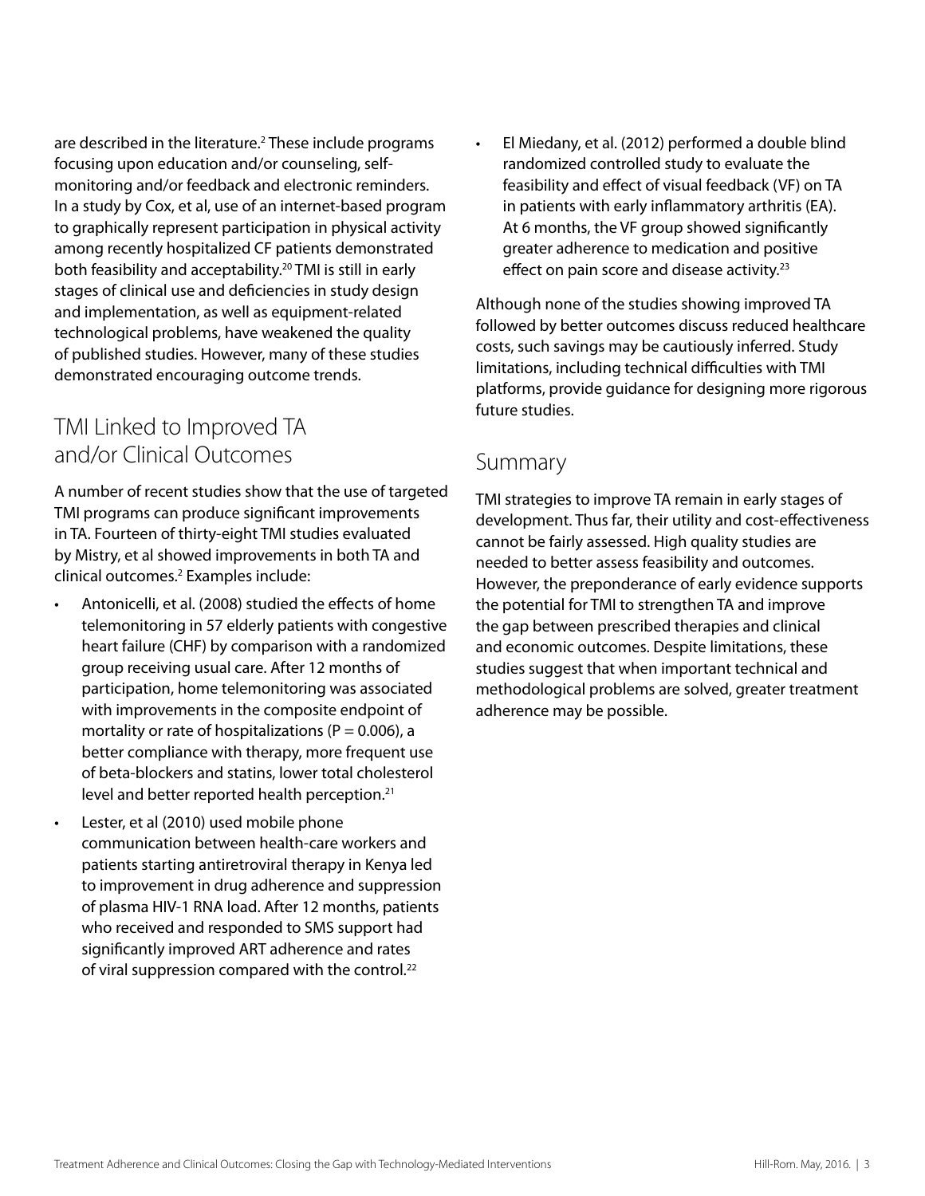are described in the literature.[2] These include programs focusing upon education and/or counseling, self-monitoring and/or feedback and electronic reminders. In a study by Cox, et al, use of an internet-based program to graphically represent participation in physical activity among recently hospitalized CF patients demonstrated both feasibility and acceptability.[20] TMI is still in early stages of clinical use and deficiencies in study design and implementation, as well as equipment-related technological problems, have weakened the quality of published studies. However, many of these studies demonstrated encouraging outcome trends.

## TMI Linked to Improved TA and/or Clinical Outcomes

A number of recent studies show that the use of targeted TMI programs can produce significant improvements in TA. Fourteen of thirty-eight TMI studies evaluated by Mistry, et al showed improvements in both TA and clinical outcomes.[2] Examples include:

- Antonicelli, et al. (2008) studied the effects of home telemonitoring in 57 elderly patients with congestive heart failure (CHF) by comparison with a randomized group receiving usual care. After 12 months of participation, home telemonitoring was associated with improvements in the composite endpoint of mortality or rate of hospitalizations ($P = 0.006$), a better compliance with therapy, more frequent use of beta-blockers and statins, lower total cholesterol level and better reported health perception.[21]
- Lester, et al (2010) used mobile phone communication between health-care workers and patients starting antiretroviral therapy in Kenya led to improvement in drug adherence and suppression of plasma HIV-1 RNA load. After 12 months, patients who received and responded to SMS support had significantly improved ART adherence and rates of viral suppression compared with the control.[22]
- El Miedany, et al. (2012) performed a double blind randomized controlled study to evaluate the feasibility and effect of visual feedback (VF) on TA in patients with early inflammatory arthritis (EA). At 6 months, the VF group showed significantly greater adherence to medication and positive effect on pain score and disease activity.[23]

Although none of the studies showing improved TA followed by better outcomes discuss reduced healthcare costs, such savings may be cautiously inferred. Study limitations, including technical difficulties with TMI platforms, provide guidance for designing more rigorous future studies.

## Summary

TMI strategies to improve TA remain in early stages of development. Thus far, their utility and cost-effectiveness cannot be fairly assessed. High quality studies are needed to better assess feasibility and outcomes. However, the preponderance of early evidence supports the potential for TMI to strengthen TA and improve the gap between prescribed therapies and clinical and economic outcomes. Despite limitations, these studies suggest that when important technical and methodological problems are solved, greater treatment adherence may be possible.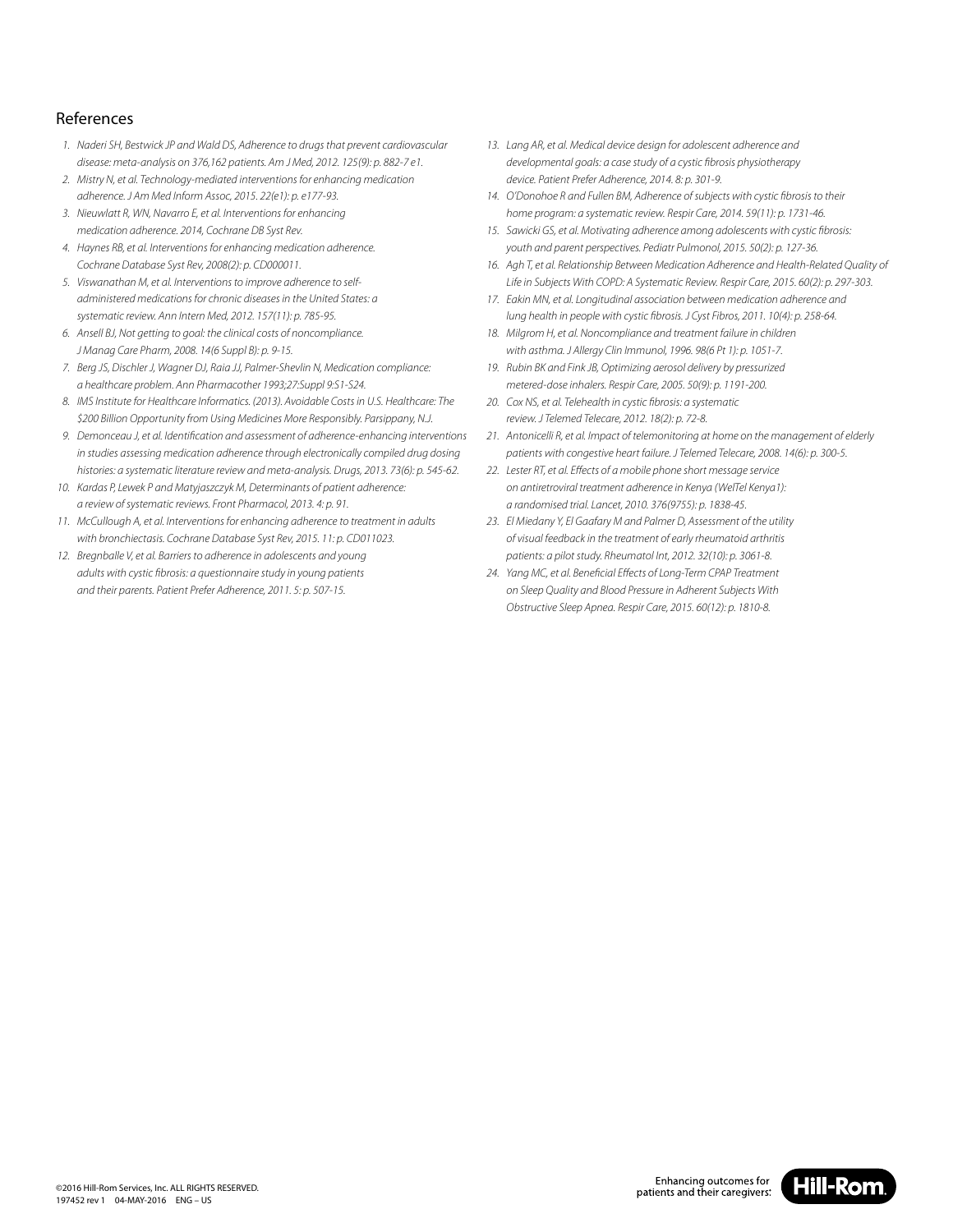## References

1. Naderi SH, Bestwick JP and Wald DS, Adherence to drugs that prevent cardiovascular disease: meta-analysis on 376,162 patients. Am J Med, 2012. 125(9): p. 882-7 e1.
2. Mistry N, et al. Technology-mediated interventions for enhancing medication adherence. J Am Med Inform Assoc, 2015. 22(e1): p. e177-93.
3. Nieuwlatt R, WN, Navarro E, et al. Interventions for enhancing medication adherence. 2014, Cochrane DB Syst Rev.
4. Haynes RB, et al. Interventions for enhancing medication adherence. Cochrane Database Syst Rev, 2008(2): p. CD000011.
5. Viswanathan M, et al. Interventions to improve adherence to self-administered medications for chronic diseases in the United States: a systematic review. Ann Intern Med, 2012. 157(11): p. 785-95.
6. Ansell BJ, Not getting to goal: the clinical costs of noncompliance. J Manag Care Pharm, 2008. 14(6 Suppl B): p. 9-15.
7. Berg JS, Dischler J, Wagner DJ, Raia JJ, Palmer-Shevlin N, Medication compliance: a healthcare problem. Ann Pharmacother 1993;27:Suppl 9:S1-S24.
8. IMS Institute for Healthcare Informatics. (2013). Avoidable Costs in U.S. Healthcare: The $200 Billion Opportunity from Using Medicines More Responsibly. Parsippany, N.J.
9. Demonceau J, et al. Identification and assessment of adherence-enhancing interventions in studies assessing medication adherence through electronically compiled drug dosing histories: a systematic literature review and meta-analysis. Drugs, 2013. 73(6): p. 545-62.
10. Kardas P, Lewek P and Matyjaszczyk M, Determinants of patient adherence: a review of systematic reviews. Front Pharmacol, 2013. 4: p. 91.
11. McCullough A, et al. Interventions for enhancing adherence to treatment in adults with bronchiectasis. Cochrane Database Syst Rev, 2015. 11: p. CD011023.
12. Bregnballe V, et al. Barriers to adherence in adolescents and young adults with cystic fibrosis: a questionnaire study in young patients and their parents. Patient Prefer Adherence, 2011. 5: p. 507-15.
13. Lang AR, et al. Medical device design for adolescent adherence and developmental goals: a case study of a cystic fibrosis physiotherapy device. Patient Prefer Adherence, 2014. 8: p. 301-9.
14. O'Donohoe R and Fullen BM, Adherence of subjects with cystic fibrosis to their home program: a systematic review. Respir Care, 2014. 59(11): p. 1731-46.
15. Sawicki GS, et al. Motivating adherence among adolescents with cystic fibrosis: youth and parent perspectives. Pediatr Pulmonol, 2015. 50(2): p. 127-36.
16. Agh T, et al. Relationship Between Medication Adherence and Health-Related Quality of Life in Subjects With COPD: A Systematic Review. Respir Care, 2015. 60(2): p. 297-303.
17. Eakin MN, et al. Longitudinal association between medication adherence and lung health in people with cystic fibrosis. J Cyst Fibros, 2011. 10(4): p. 258-64.
18. Milgrom H, et al. Noncompliance and treatment failure in children with asthma. J Allergy Clin Immunol, 1996. 98(6 Pt 1): p. 1051-7.
19. Rubin BK and Fink JB, Optimizing aerosol delivery by pressurized metered-dose inhalers. Respir Care, 2005. 50(9): p. 1191-200.
20. Cox NS, et al. Telehealth in cystic fibrosis: a systematic review. J Telemed Telecare, 2012. 18(2): p. 72-8.
21. Antonicelli R, et al. Impact of telemonitoring at home on the management of elderly patients with congestive heart failure. J Telemed Telecare, 2008. 14(6): p. 300-5.
22. Lester RT, et al. Effects of a mobile phone short message service on antiretroviral treatment adherence in Kenya (WelTel Kenya1): a randomised trial. Lancet, 2010. 376(9755): p. 1838-45.
23. El Miedany Y, El Gaafary M and Palmer D, Assessment of the utility of visual feedback in the treatment of early rheumatoid arthritis patients: a pilot study. Rheumatol Int, 2012. 32(10): p. 3061-8.
24. Yang MC, et al. Beneficial Effects of Long-Term CPAP Treatment on Sleep Quality and Blood Pressure in Adherent Subjects With Obstructive Sleep Apnea. Respir Care, 2015. 60(12): p. 1810-8.

©2016 Hill-Rom Services, Inc. ALL RIGHTS RESERVED.
197452 rev 1 04-MAY-2016 ENG – US

Enhancing outcomes for patients and their caregivers.

Hill-Rom.